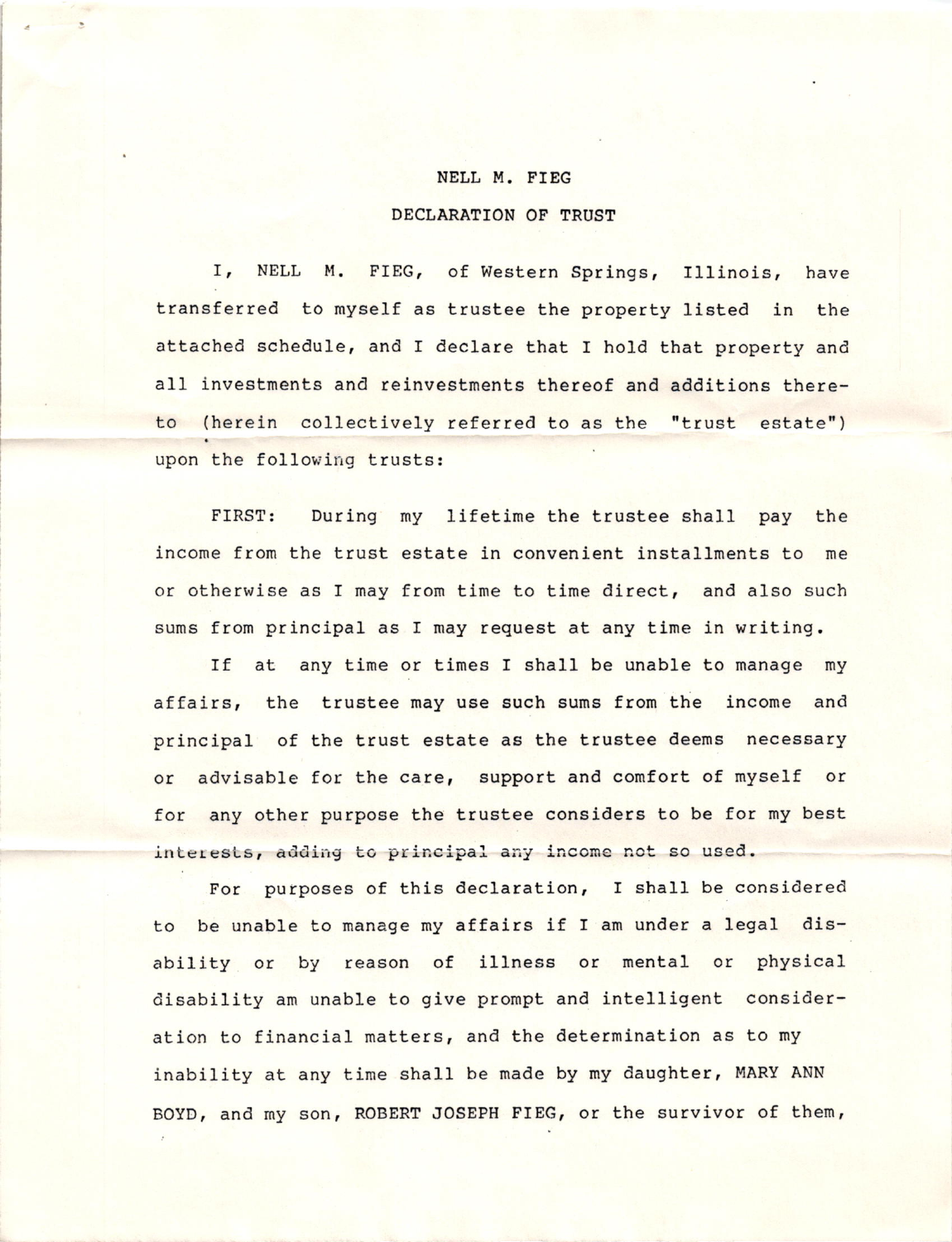# NELL M. FIEG

## DECLARATION OF TRUST

I, NELL M. FIEG, of Western Springs, Illinois, have transferred to myself as trustee the property listed in the attached schedule, and I declare that I hold that property and all investments and reinvestments thereof and additions thereto (herein collectively referred to as the "trust estate") upon the following trusts:

FIRST: During my lifetime the trustee shall pay the income from the trust estate in convenient installments to me or otherwise as I may from time to time direct, and also such sums from principal as I may request at any time in writing.

If at any time or times I shall be unable to manage my affairs, the trustee may use such sums from the income and principal of the trust estate as the trustee deems necessary or advisable for the care, support and comfort of myself or for any other purpose the trustee considers to be for my best interests, adding to principal any income not so used.

For purposes of this declaration, I shall be considered to be unable to manage my affairs if I am under a legal disability or by reason of illness or mental or physical disability am unable to give prompt and intelligent consideration to financial matters, and the determination as to my inability at any time shall be made by my daughter, MARY ANN BOYD, and my son, ROBERT JOSEPH FIEG, or the survivor of them,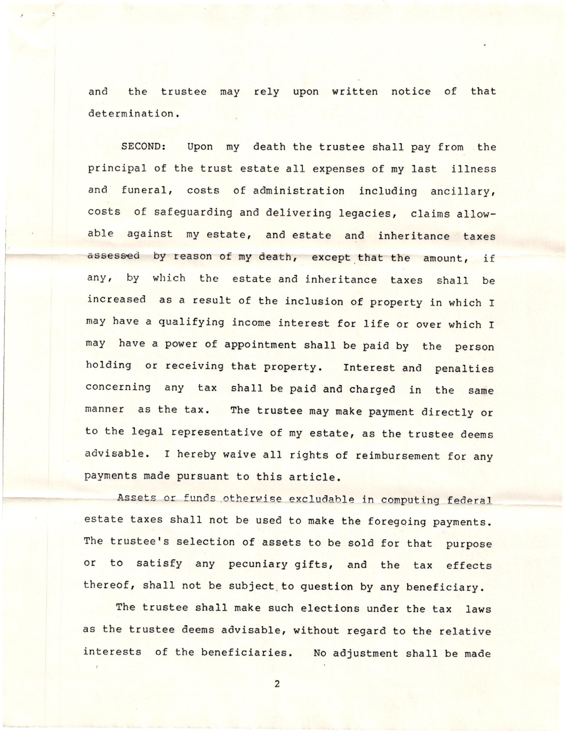and the trustee may rely upon written notice of that determination.

SECOND: Upon my death the trustee shall pay from the principal of the trust estate all expenses of my last illness and funeral, costs of administration including ancillary, costs of safeguarding and delivering legacies, claims allowable against my estate, and estate and inheritance taxes assessed by reason of my death, except that the amount, if any, by which the estate and inheritance taxes shall be increased as a result of the inclusion of property in which I may have a qualifying income interest for life or over which I may have a power of appointment shall be paid by the person holding or receiving that property. Interest and penalties concerning any tax shall be paid and charged in the same manner as the tax. The trustee may make payment directly or to the legal representative of my estate, as the trustee deems advisable. I hereby waive all rights of reimbursement for any payments made pursuant to this article.

Assets or funds otherwise excludable in computing federal estate taxes shall not be used to make the foregoing payments. The trustee's selection of assets to be sold for that purpose or to satisfy any pecuniary gifts, and the tax effects thereof, shall not be subject to question by any beneficiary.

The trustee shall make such elections under the tax laws as the trustee deems advisable, without regard to the relative interests of the beneficiaries. No adjustment shall be made